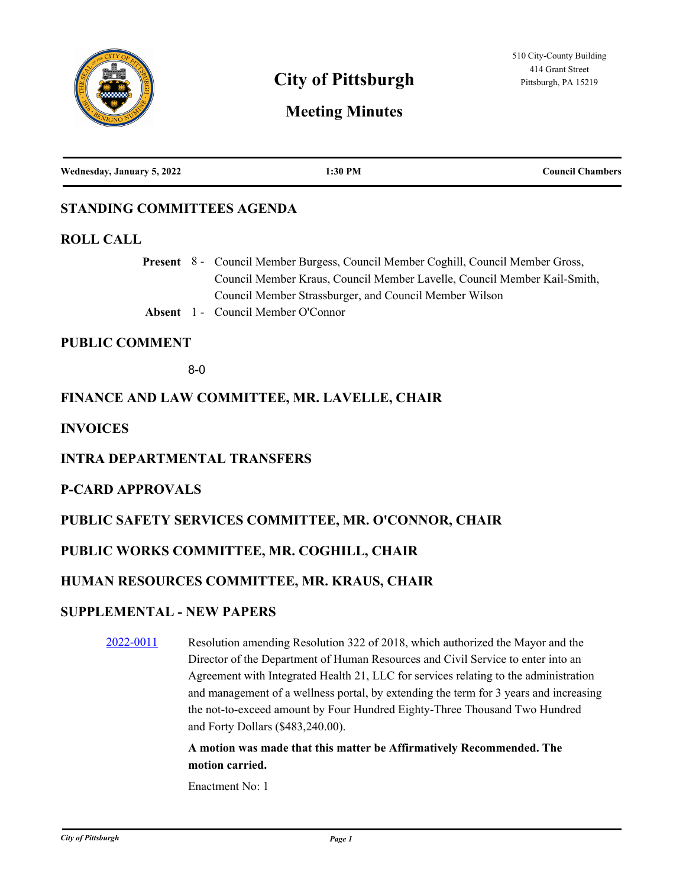# City of Pittsburgh

510 City-County Building
414 Grant Street
Pittsburgh, PA 15219

## Meeting Minutes

**Wednesday, January 5, 2022** | **1:30 PM** | **Council Chambers**

## STANDING COMMITTEES AGENDA

## ROLL CALL

**Present** 8 - Council Member Burgess, Council Member Coghill, Council Member Gross, Council Member Kraus, Council Member Lavelle, Council Member Kail-Smith, Council Member Strassburger, and Council Member Wilson

**Absent** 1 - Council Member O'Connor

## PUBLIC COMMENT

8-0

## FINANCE AND LAW COMMITTEE, MR. LAVELLE, CHAIR

## INVOICES

## INTRA DEPARTMENTAL TRANSFERS

## P-CARD APPROVALS

## PUBLIC SAFETY SERVICES COMMITTEE, MR. O'CONNOR, CHAIR

## PUBLIC WORKS COMMITTEE, MR. COGHILL, CHAIR

## HUMAN RESOURCES COMMITTEE, MR. KRAUS, CHAIR

## SUPPLEMENTAL - NEW PAPERS

2022-0011 Resolution amending Resolution 322 of 2018, which authorized the Mayor and the Director of the Department of Human Resources and Civil Service to enter into an Agreement with Integrated Health 21, LLC for services relating to the administration and management of a wellness portal, by extending the term for 3 years and increasing the not-to-exceed amount by Four Hundred Eighty-Three Thousand Two Hundred and Forty Dollars ($483,240.00).

**A motion was made that this matter be Affirmatively Recommended. The motion carried.**

Enactment No: 1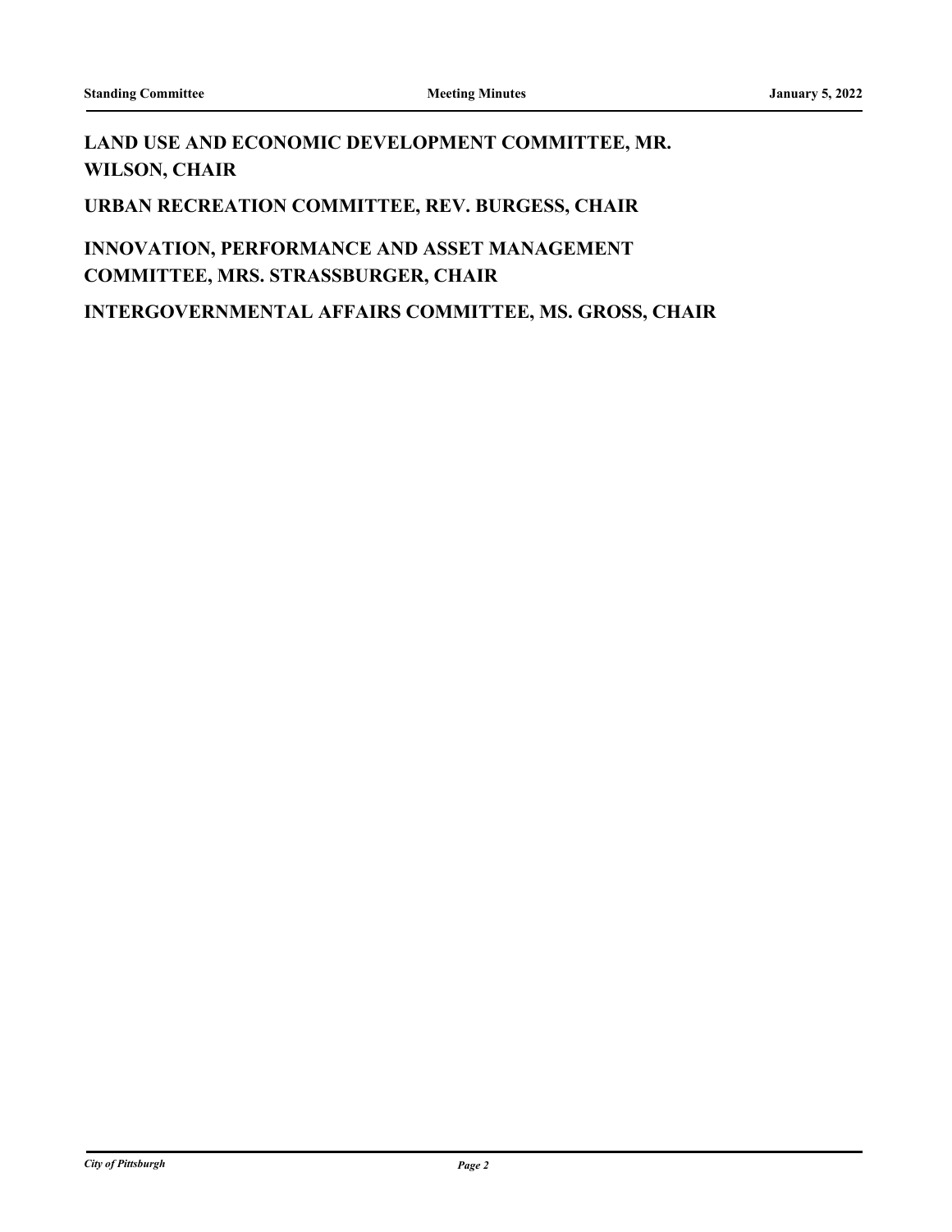## LAND USE AND ECONOMIC DEVELOPMENT COMMITTEE, MR. WILSON, CHAIR

## URBAN RECREATION COMMITTEE, REV. BURGESS, CHAIR

## INNOVATION, PERFORMANCE AND ASSET MANAGEMENT COMMITTEE, MRS. STRASSBURGER, CHAIR

## INTERGOVERNMENTAL AFFAIRS COMMITTEE, MS. GROSS, CHAIR